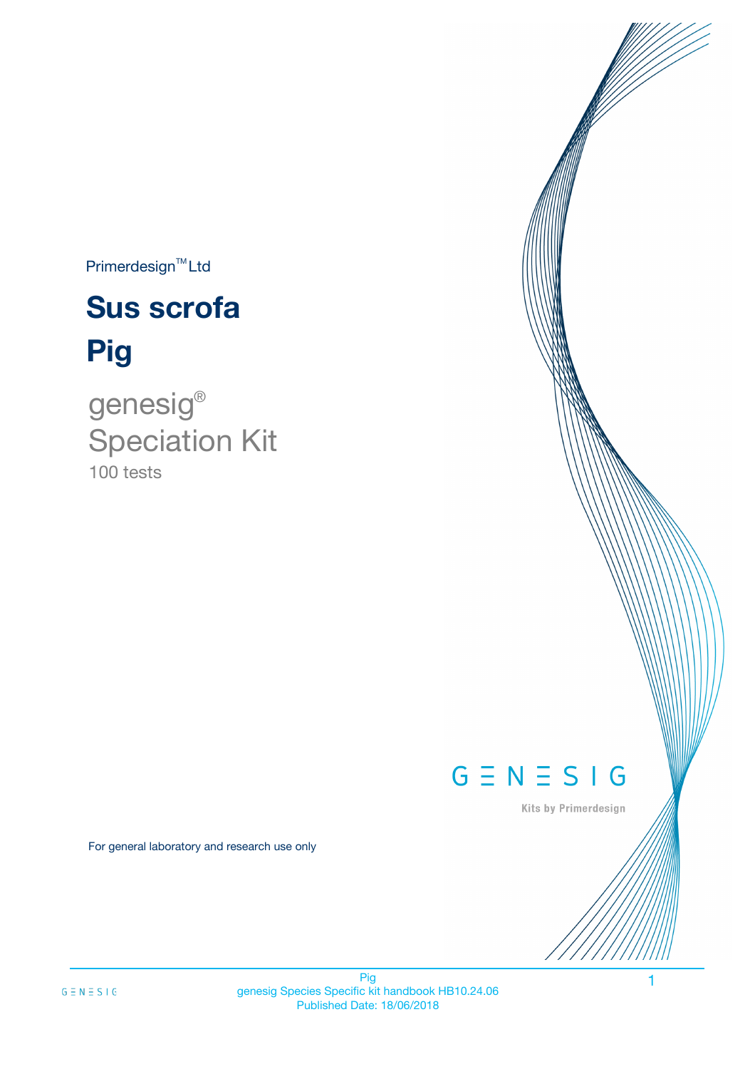Primerdesign™ Ltd

# Sus scrofa

# Pig

genesig®
Speciation Kit
100 tests

GENESIG

Kits by Primerdesign

For general laboratory and research use only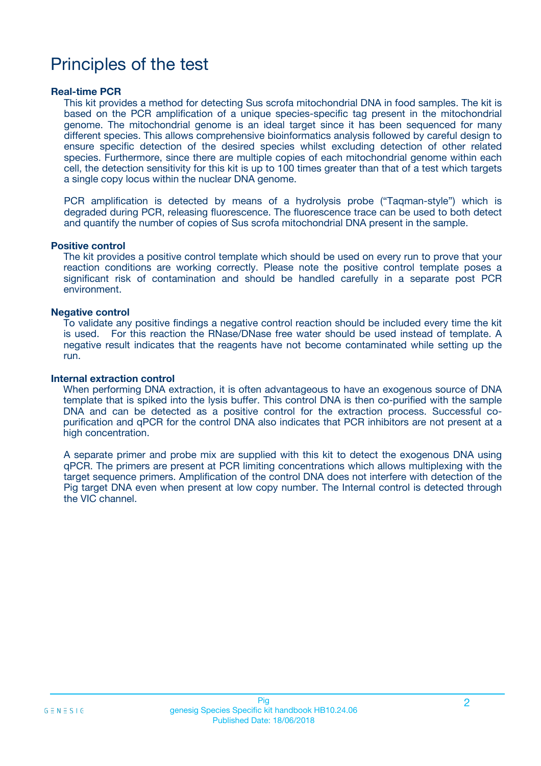# Principles of the test

### Real-time PCR

This kit provides a method for detecting Sus scrofa mitochondrial DNA in food samples. The kit is based on the PCR amplification of a unique species-specific tag present in the mitochondrial genome. The mitochondrial genome is an ideal target since it has been sequenced for many different species. This allows comprehensive bioinformatics analysis followed by careful design to ensure specific detection of the desired species whilst excluding detection of other related species. Furthermore, since there are multiple copies of each mitochondrial genome within each cell, the detection sensitivity for this kit is up to 100 times greater than that of a test which targets a single copy locus within the nuclear DNA genome.

PCR amplification is detected by means of a hydrolysis probe ("Taqman-style") which is degraded during PCR, releasing fluorescence. The fluorescence trace can be used to both detect and quantify the number of copies of Sus scrofa mitochondrial DNA present in the sample.

### Positive control

The kit provides a positive control template which should be used on every run to prove that your reaction conditions are working correctly. Please note the positive control template poses a significant risk of contamination and should be handled carefully in a separate post PCR environment.

### Negative control

To validate any positive findings a negative control reaction should be included every time the kit is used. For this reaction the RNase/DNase free water should be used instead of template. A negative result indicates that the reagents have not become contaminated while setting up the run.

### Internal extraction control

When performing DNA extraction, it is often advantageous to have an exogenous source of DNA template that is spiked into the lysis buffer. This control DNA is then co-purified with the sample DNA and can be detected as a positive control for the extraction process. Successful co-purification and qPCR for the control DNA also indicates that PCR inhibitors are not present at a high concentration.

A separate primer and probe mix are supplied with this kit to detect the exogenous DNA using qPCR. The primers are present at PCR limiting concentrations which allows multiplexing with the target sequence primers. Amplification of the control DNA does not interfere with detection of the Pig target DNA even when present at low copy number. The Internal control is detected through the VIC channel.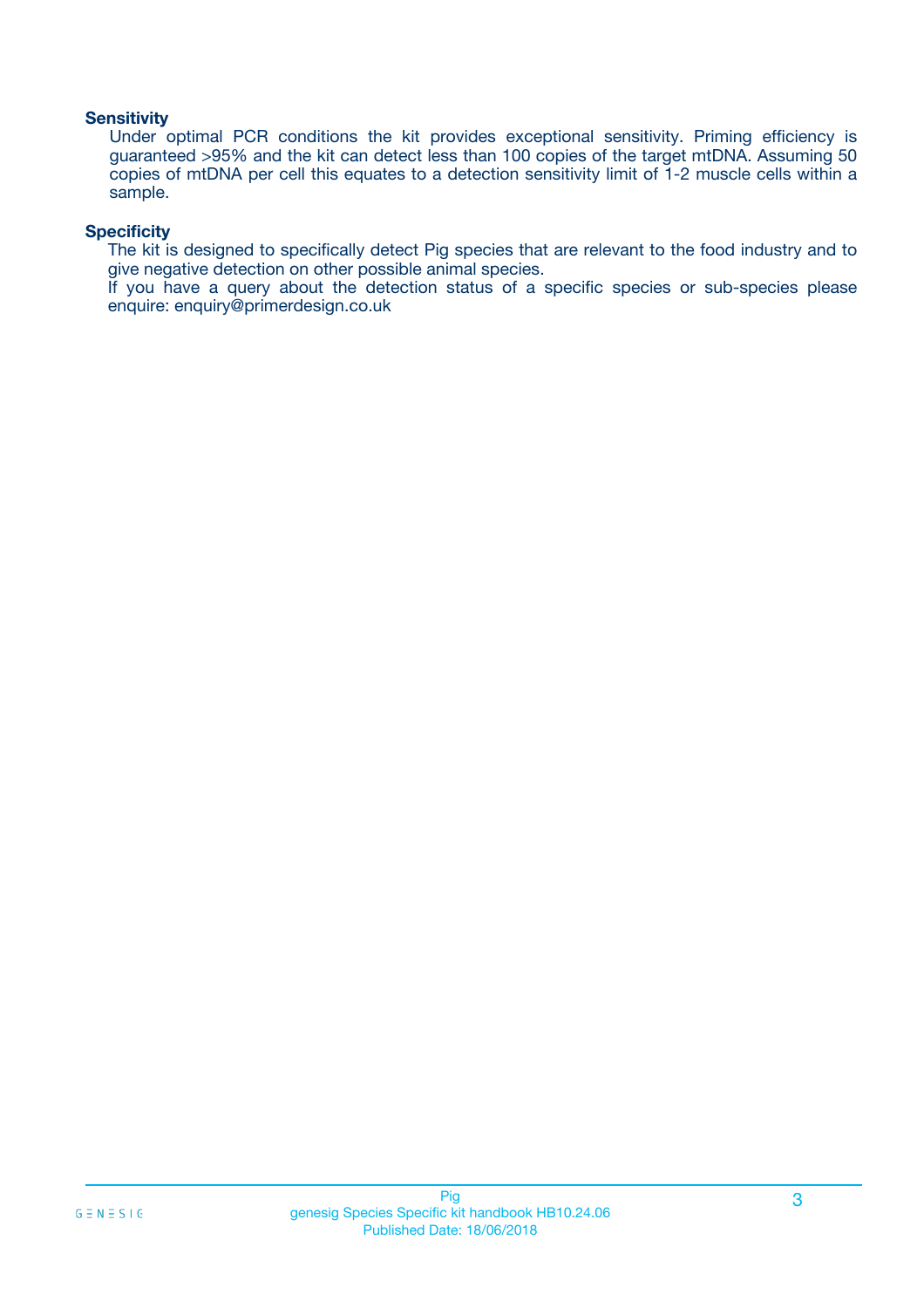### Sensitivity

Under optimal PCR conditions the kit provides exceptional sensitivity. Priming efficiency is guaranteed >95% and the kit can detect less than 100 copies of the target mtDNA. Assuming 50 copies of mtDNA per cell this equates to a detection sensitivity limit of 1-2 muscle cells within a sample.

### Specificity

The kit is designed to specifically detect Pig species that are relevant to the food industry and to give negative detection on other possible animal species.
If you have a query about the detection status of a specific species or sub-species please enquire: enquiry@primerdesign.co.uk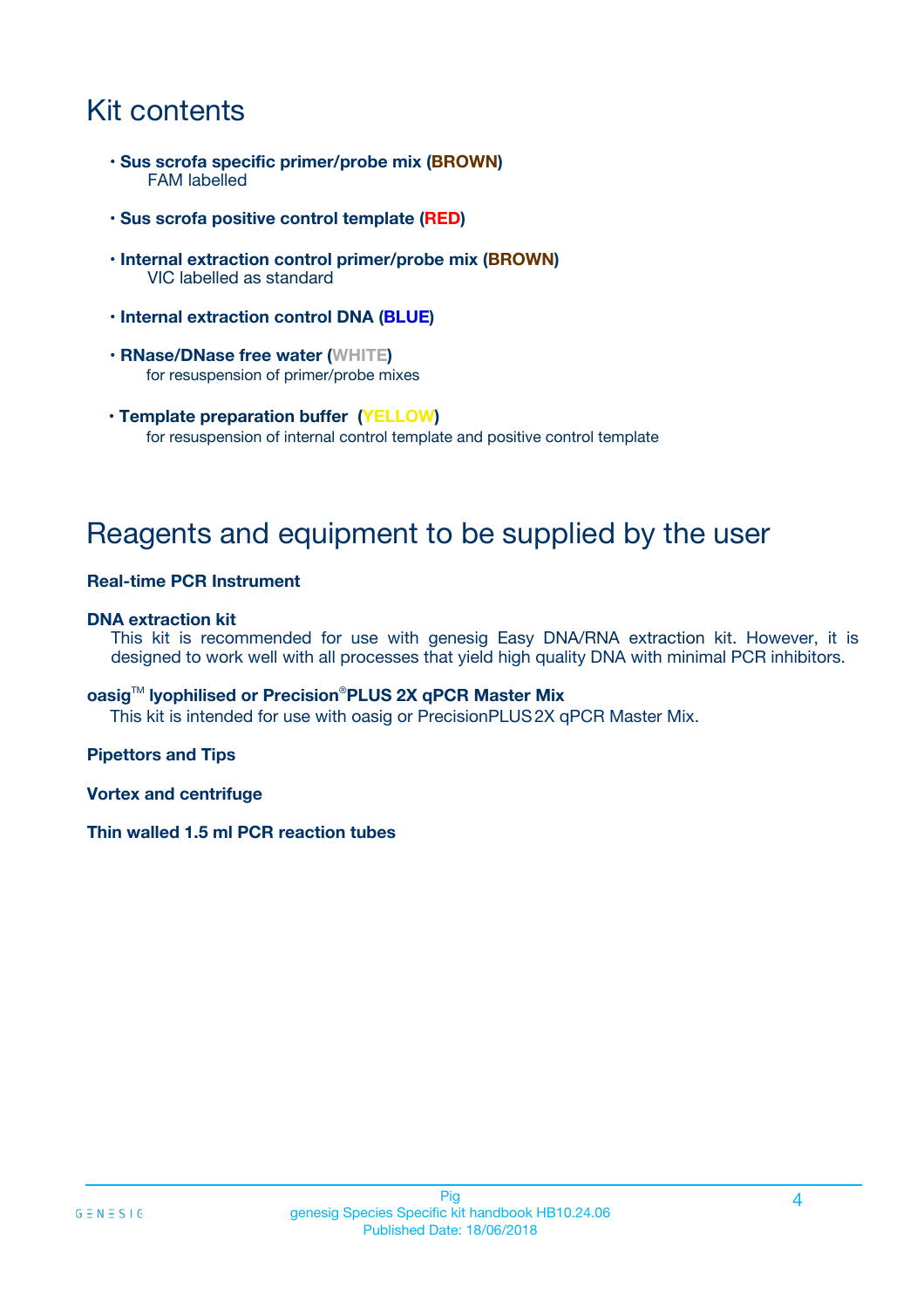# Kit contents

- **Sus scrofa specific primer/probe mix (BROWN)**
  FAM labelled

- **Sus scrofa positive control template (RED)**

- **Internal extraction control primer/probe mix (BROWN)**
  VIC labelled as standard

- **Internal extraction control DNA (BLUE)**

- **RNase/DNase free water (WHITE)**
  for resuspension of primer/probe mixes

- **Template preparation buffer (YELLOW)**
  for resuspension of internal control template and positive control template

# Reagents and equipment to be supplied by the user

**Real-time PCR Instrument**

**DNA extraction kit**
This kit is recommended for use with genesig Easy DNA/RNA extraction kit. However, it is designed to work well with all processes that yield high quality DNA with minimal PCR inhibitors.

**oasig™ lyophilised or Precision®PLUS 2X qPCR Master Mix**
This kit is intended for use with oasig or PrecisionPLUS 2X qPCR Master Mix.

**Pipettors and Tips**

**Vortex and centrifuge**

**Thin walled 1.5 ml PCR reaction tubes**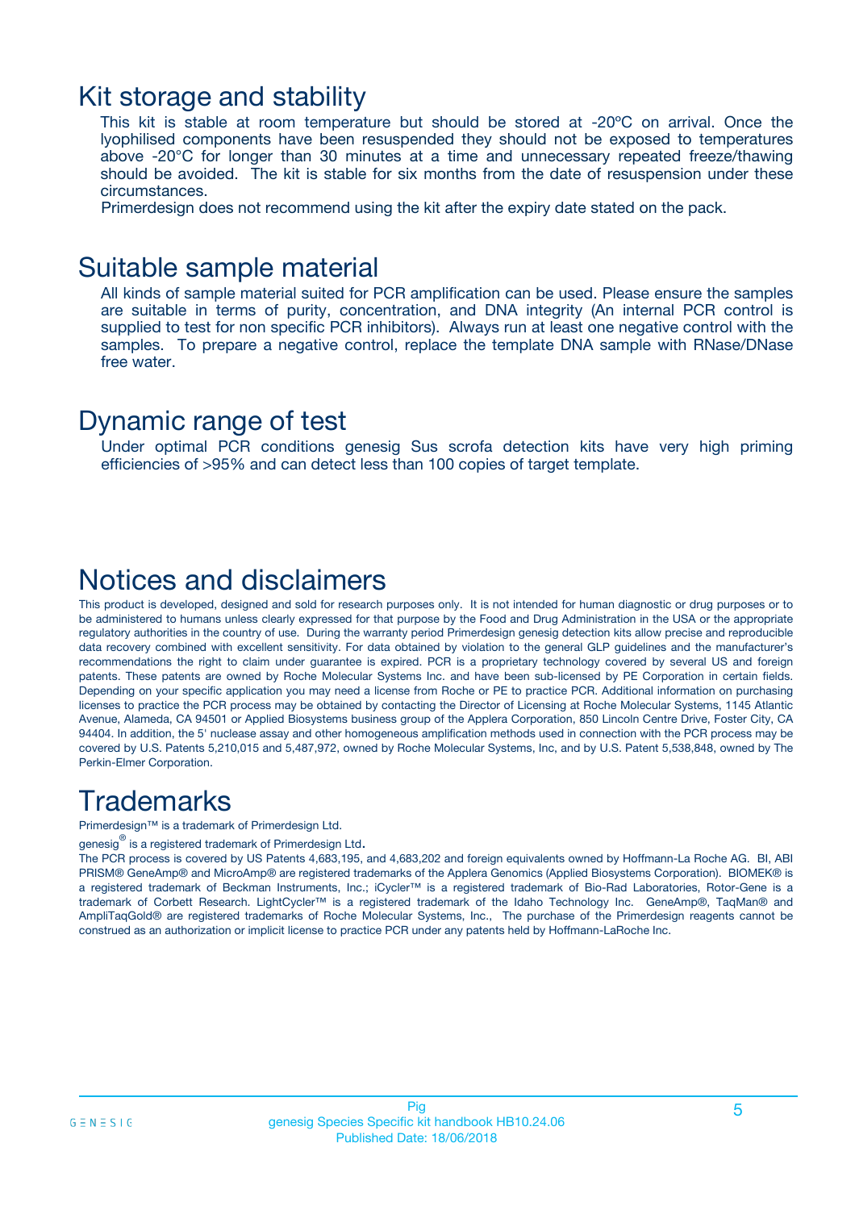# Kit storage and stability

This kit is stable at room temperature but should be stored at -20ºC on arrival. Once the lyophilised components have been resuspended they should not be exposed to temperatures above -20°C for longer than 30 minutes at a time and unnecessary repeated freeze/thawing should be avoided. The kit is stable for six months from the date of resuspension under these circumstances.

Primerdesign does not recommend using the kit after the expiry date stated on the pack.

# Suitable sample material

All kinds of sample material suited for PCR amplification can be used. Please ensure the samples are suitable in terms of purity, concentration, and DNA integrity (An internal PCR control is supplied to test for non specific PCR inhibitors). Always run at least one negative control with the samples. To prepare a negative control, replace the template DNA sample with RNase/DNase free water.

# Dynamic range of test

Under optimal PCR conditions genesig Sus scrofa detection kits have very high priming efficiencies of >95% and can detect less than 100 copies of target template.

# Notices and disclaimers

This product is developed, designed and sold for research purposes only. It is not intended for human diagnostic or drug purposes or to be administered to humans unless clearly expressed for that purpose by the Food and Drug Administration in the USA or the appropriate regulatory authorities in the country of use. During the warranty period Primerdesign genesig detection kits allow precise and reproducible data recovery combined with excellent sensitivity. For data obtained by violation to the general GLP guidelines and the manufacturer's recommendations the right to claim under guarantee is expired. PCR is a proprietary technology covered by several US and foreign patents. These patents are owned by Roche Molecular Systems Inc. and have been sub-licensed by PE Corporation in certain fields. Depending on your specific application you may need a license from Roche or PE to practice PCR. Additional information on purchasing licenses to practice the PCR process may be obtained by contacting the Director of Licensing at Roche Molecular Systems, 1145 Atlantic Avenue, Alameda, CA 94501 or Applied Biosystems business group of the Applera Corporation, 850 Lincoln Centre Drive, Foster City, CA 94404. In addition, the 5' nuclease assay and other homogeneous amplification methods used in connection with the PCR process may be covered by U.S. Patents 5,210,015 and 5,487,972, owned by Roche Molecular Systems, Inc, and by U.S. Patent 5,538,848, owned by The Perkin-Elmer Corporation.

# Trademarks

Primerdesign™ is a trademark of Primerdesign Ltd.

genesig® is a registered trademark of Primerdesign Ltd.

The PCR process is covered by US Patents 4,683,195, and 4,683,202 and foreign equivalents owned by Hoffmann-La Roche AG. BI, ABI PRISM® GeneAmp® and MicroAmp® are registered trademarks of the Applera Genomics (Applied Biosystems Corporation). BIOMEK® is a registered trademark of Beckman Instruments, Inc.; iCycler™ is a registered trademark of Bio-Rad Laboratories, Rotor-Gene is a trademark of Corbett Research. LightCycler™ is a registered trademark of the Idaho Technology Inc. GeneAmp®, TaqMan® and AmpliTaqGold® are registered trademarks of Roche Molecular Systems, Inc., The purchase of the Primerdesign reagents cannot be construed as an authorization or implicit license to practice PCR under any patents held by Hoffmann-LaRoche Inc.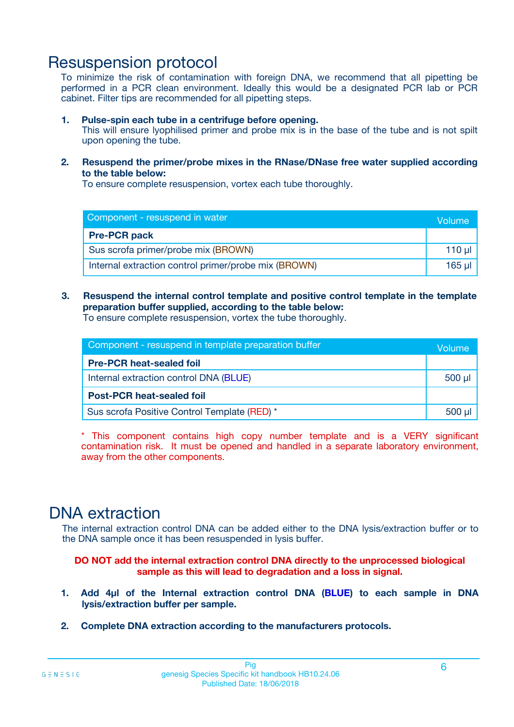# Resuspension protocol

To minimize the risk of contamination with foreign DNA, we recommend that all pipetting be performed in a PCR clean environment. Ideally this would be a designated PCR lab or PCR cabinet. Filter tips are recommended for all pipetting steps.

1. **Pulse-spin each tube in a centrifuge before opening.**
   This will ensure lyophilised primer and probe mix is in the base of the tube and is not spilt upon opening the tube.

2. **Resuspend the primer/probe mixes in the RNase/DNase free water supplied according to the table below:**
   To ensure complete resuspension, vortex each tube thoroughly.

| Component - resuspend in water | Volume |
|---|---|
| **Pre-PCR pack** | |
| Sus scrofa primer/probe mix (BROWN) | 110 µl |
| Internal extraction control primer/probe mix (BROWN) | 165 µl |

3. **Resuspend the internal control template and positive control template in the template preparation buffer supplied, according to the table below:**
   To ensure complete resuspension, vortex the tube thoroughly.

| Component - resuspend in template preparation buffer | Volume |
|---|---|
| **Pre-PCR heat-sealed foil** | |
| Internal extraction control DNA (BLUE) | 500 µl |
| **Post-PCR heat-sealed foil** | |
| Sus scrofa Positive Control Template (RED) * | 500 µl |

\* This component contains high copy number template and is a VERY significant contamination risk. It must be opened and handled in a separate laboratory environment, away from the other components.

# DNA extraction

The internal extraction control DNA can be added either to the DNA lysis/extraction buffer or to the DNA sample once it has been resuspended in lysis buffer.

**DO NOT add the internal extraction control DNA directly to the unprocessed biological sample as this will lead to degradation and a loss in signal.**

1. **Add 4µl of the Internal extraction control DNA (BLUE) to each sample in DNA lysis/extraction buffer per sample.**

2. **Complete DNA extraction according to the manufacturers protocols.**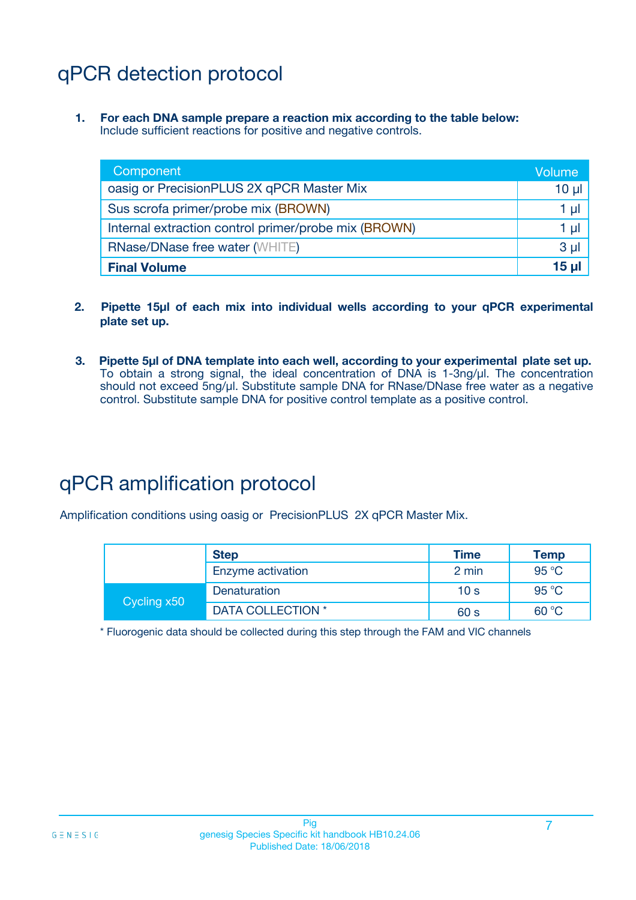# qPCR detection protocol

1. **For each DNA sample prepare a reaction mix according to the table below:**
   Include sufficient reactions for positive and negative controls.

| Component | Volume |
|---|---|
| oasig or PrecisionPLUS 2X qPCR Master Mix | 10 µl |
| Sus scrofa primer/probe mix (BROWN) | 1 µl |
| Internal extraction control primer/probe mix (BROWN) | 1 µl |
| RNase/DNase free water (WHITE) | 3 µl |
| **Final Volume** | **15 µl** |

2. **Pipette 15µl of each mix into individual wells according to your qPCR experimental plate set up.**

3. **Pipette 5µl of DNA template into each well, according to your experimental plate set up.**
   To obtain a strong signal, the ideal concentration of DNA is 1-3ng/µl. The concentration should not exceed 5ng/µl. Substitute sample DNA for RNase/DNase free water as a negative control. Substitute sample DNA for positive control template as a positive control.

# qPCR amplification protocol

Amplification conditions using oasig or PrecisionPLUS 2X qPCR Master Mix.

| | Step | Time | Temp |
|---|---|---|---|
| | Enzyme activation | 2 min | 95 °C |
| Cycling x50 | Denaturation | 10 s | 95 °C |
| | DATA COLLECTION * | 60 s | 60 °C |

* Fluorogenic data should be collected during this step through the FAM and VIC channels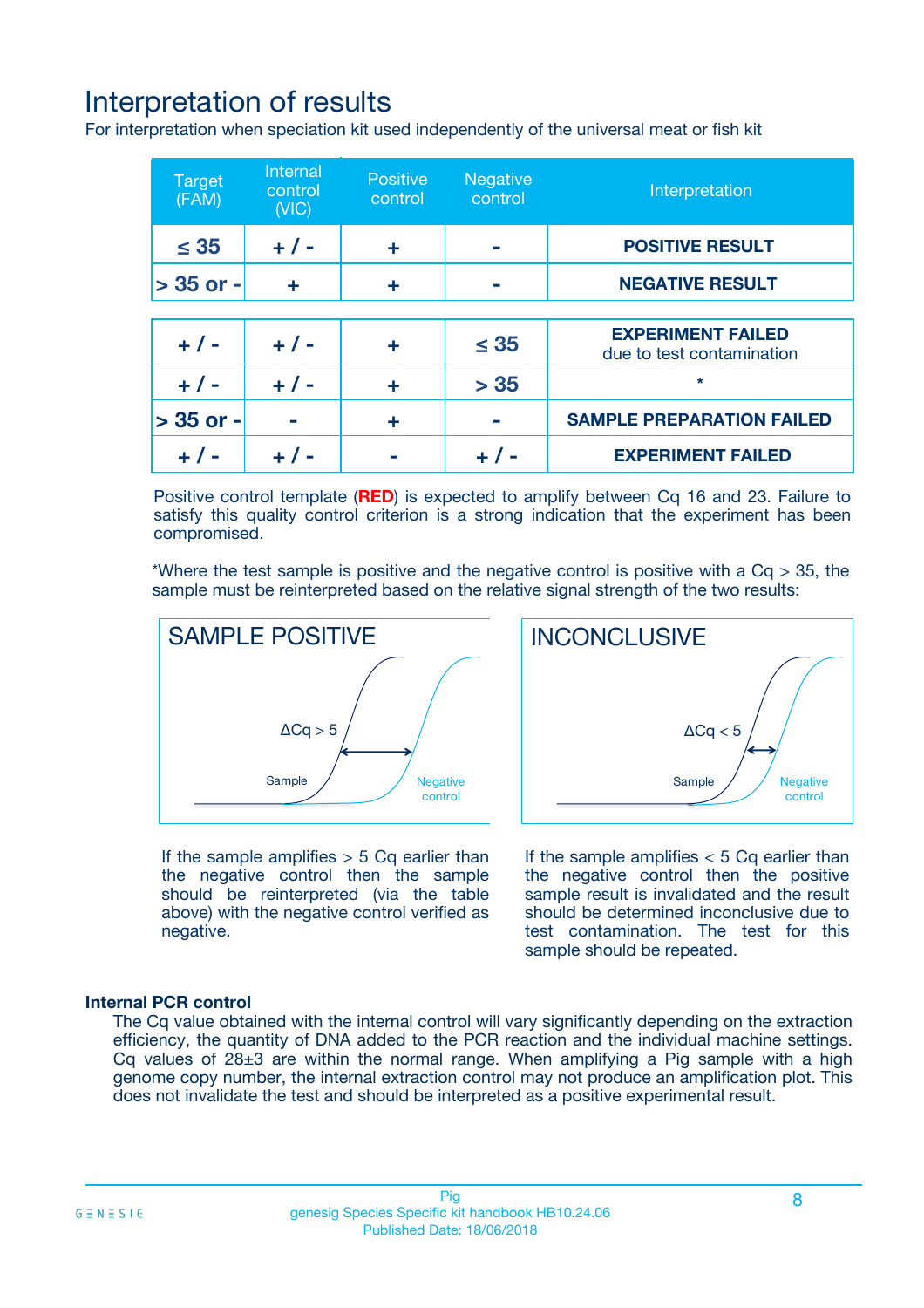# Interpretation of results

For interpretation when speciation kit used independently of the universal meat or fish kit

| Target (FAM) | Internal control (VIC) | Positive control | Negative control | Interpretation |
|---|---|---|---|---|
| ≤ 35 | + / - | + | - | **POSITIVE RESULT** |
| > 35 or - | + | + | - | **NEGATIVE RESULT** |
| + / - | + / - | + | ≤ 35 | **EXPERIMENT FAILED** due to test contamination |
| + / - | + / - | + | > 35 | * |
| > 35 or - | - | + | - | **SAMPLE PREPARATION FAILED** |
| + / - | + / - | - | + / - | **EXPERIMENT FAILED** |

Positive control template (**RED**) is expected to amplify between Cq 16 and 23. Failure to satisfy this quality control criterion is a strong indication that the experiment has been compromised.

*Where the test sample is positive and the negative control is positive with a Cq > 35, the sample must be reinterpreted based on the relative signal strength of the two results:

SAMPLE POSITIVE

$\Delta Cq > 5$

Sample — Negative control

If the sample amplifies > 5 Cq earlier than the negative control then the sample should be reinterpreted (via the table above) with the negative control verified as negative.

INCONCLUSIVE

$\Delta Cq < 5$

Sample — Negative control

If the sample amplifies < 5 Cq earlier than the negative control then the positive sample result is invalidated and the result should be determined inconclusive due to test contamination. The test for this sample should be repeated.

### Internal PCR control

The Cq value obtained with the internal control will vary significantly depending on the extraction efficiency, the quantity of DNA added to the PCR reaction and the individual machine settings. Cq values of 28±3 are within the normal range. When amplifying a Pig sample with a high genome copy number, the internal extraction control may not produce an amplification plot. This does not invalidate the test and should be interpreted as a positive experimental result.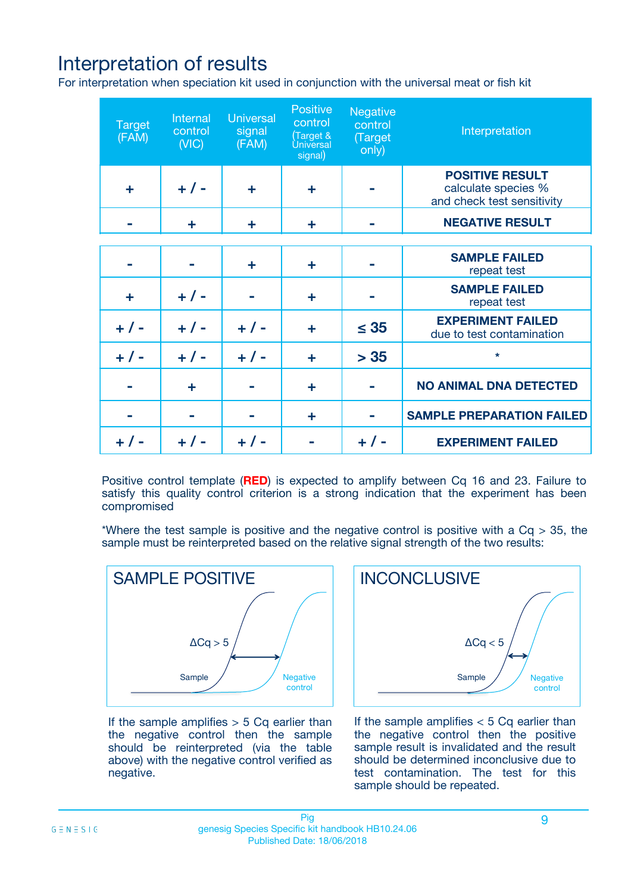# Interpretation of results

For interpretation when speciation kit used in conjunction with the universal meat or fish kit

| Target (FAM) | Internal control (VIC) | Universal signal (FAM) | Positive control (Target & Universal signal) | Negative control (Target only) | Interpretation |
|---|---|---|---|---|---|
| + | + / - | + | + | - | **POSITIVE RESULT** calculate species % and check test sensitivity |
| - | + | + | + | - | **NEGATIVE RESULT** |
| - | - | + | + | - | **SAMPLE FAILED** repeat test |
| + | + / - | - | + | - | **SAMPLE FAILED** repeat test |
| + / - | + / - | + / - | + | ≤ 35 | **EXPERIMENT FAILED** due to test contamination |
| + / - | + / - | + / - | + | > 35 | * |
| - | + | - | + | - | **NO ANIMAL DNA DETECTED** |
| - | - | - | + | - | **SAMPLE PREPARATION FAILED** |
| + / - | + / - | + / - | - | + / - | **EXPERIMENT FAILED** |

Positive control template (**RED**) is expected to amplify between Cq 16 and 23. Failure to satisfy this quality control criterion is a strong indication that the experiment has been compromised

*Where the test sample is positive and the negative control is positive with a Cq > 35, the sample must be reinterpreted based on the relative signal strength of the two results:

**SAMPLE POSITIVE**

Sample — $\Delta Cq > 5$ — Negative control

If the sample amplifies > 5 Cq earlier than the negative control then the sample should be reinterpreted (via the table above) with the negative control verified as negative.

**INCONCLUSIVE**

Sample — $\Delta Cq < 5$ — Negative control

If the sample amplifies < 5 Cq earlier than the negative control then the positive sample result is invalidated and the result should be determined inconclusive due to test contamination. The test for this sample should be repeated.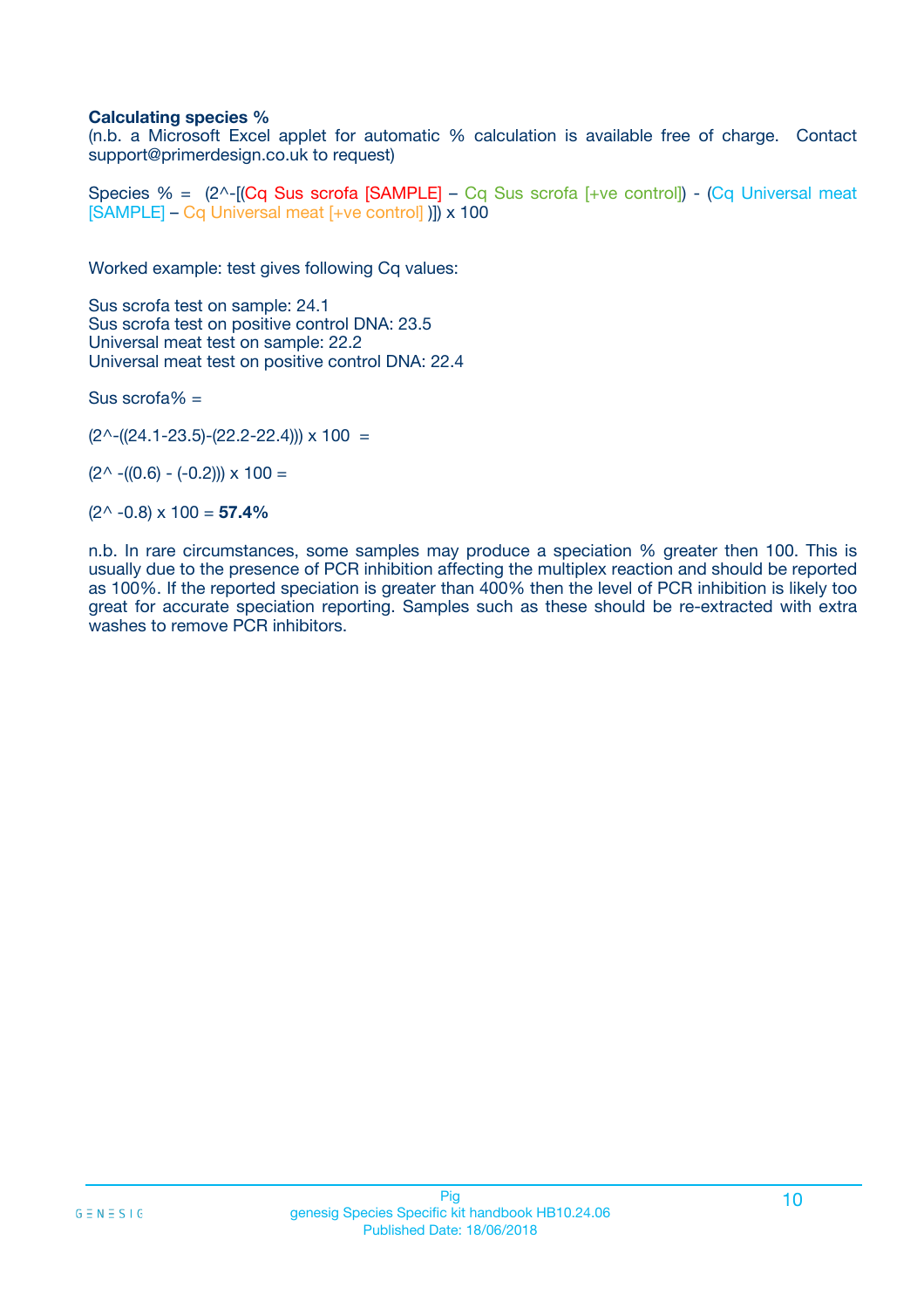**Calculating species %**

(n.b. a Microsoft Excel applet for automatic % calculation is available free of charge. Contact support@primerdesign.co.uk to request)

Species % = (2^-[(Cq Sus scrofa [SAMPLE] – Cq Sus scrofa [+ve control]) - (Cq Universal meat [SAMPLE] – Cq Universal meat [+ve control] )]) x 100

Worked example: test gives following Cq values:

Sus scrofa test on sample: 24.1
Sus scrofa test on positive control DNA: 23.5
Universal meat test on sample: 22.2
Universal meat test on positive control DNA: 22.4

Sus scrofa% =

(2^-((24.1-23.5)-(22.2-22.4))) x 100 =

(2^ -((0.6) - (-0.2))) x 100 =

(2^ -0.8) x 100 = **57.4%**

n.b. In rare circumstances, some samples may produce a speciation % greater then 100. This is usually due to the presence of PCR inhibition affecting the multiplex reaction and should be reported as 100%. If the reported speciation is greater than 400% then the level of PCR inhibition is likely too great for accurate speciation reporting. Samples such as these should be re-extracted with extra washes to remove PCR inhibitors.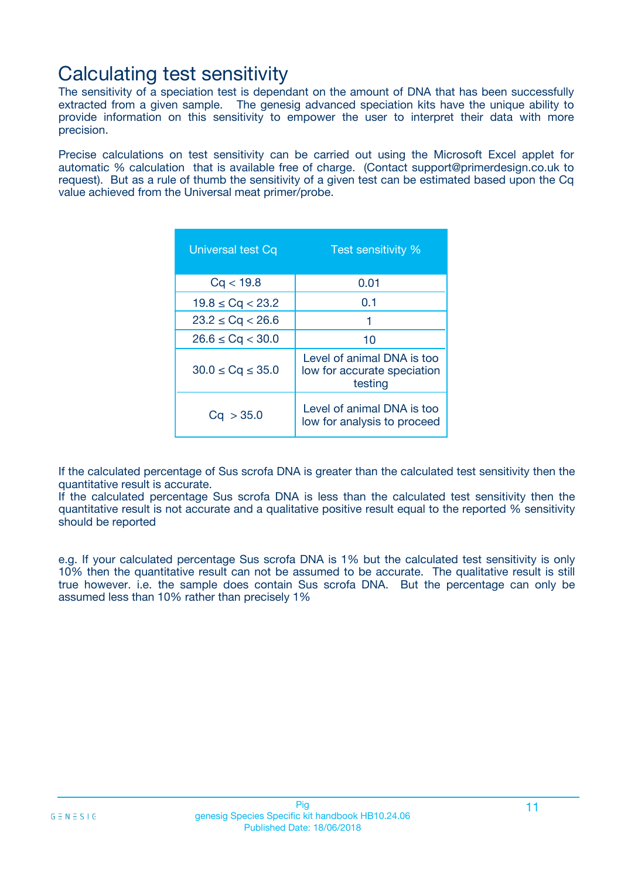# Calculating test sensitivity

The sensitivity of a speciation test is dependant on the amount of DNA that has been successfully extracted from a given sample. The genesig advanced speciation kits have the unique ability to provide information on this sensitivity to empower the user to interpret their data with more precision.

Precise calculations on test sensitivity can be carried out using the Microsoft Excel applet for automatic % calculation that is available free of charge. (Contact support@primerdesign.co.uk to request). But as a rule of thumb the sensitivity of a given test can be estimated based upon the Cq value achieved from the Universal meat primer/probe.

| Universal test Cq | Test sensitivity % |
|---|---|
| Cq < 19.8 | 0.01 |
| 19.8 ≤ Cq < 23.2 | 0.1 |
| 23.2 ≤ Cq < 26.6 | 1 |
| 26.6 ≤ Cq < 30.0 | 10 |
| 30.0 ≤ Cq ≤ 35.0 | Level of animal DNA is too low for accurate speciation testing |
| Cq > 35.0 | Level of animal DNA is too low for analysis to proceed |

If the calculated percentage of Sus scrofa DNA is greater than the calculated test sensitivity then the quantitative result is accurate.
If the calculated percentage Sus scrofa DNA is less than the calculated test sensitivity then the quantitative result is not accurate and a qualitative positive result equal to the reported % sensitivity should be reported

e.g. If your calculated percentage Sus scrofa DNA is 1% but the calculated test sensitivity is only 10% then the quantitative result can not be assumed to be accurate. The qualitative result is still true however. i.e. the sample does contain Sus scrofa DNA. But the percentage can only be assumed less than 10% rather than precisely 1%